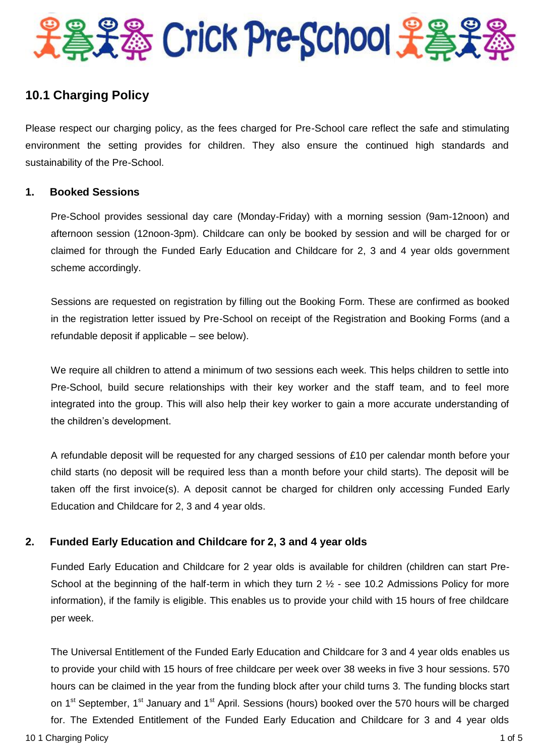# Crick Pre-School

## 10.1 Charging Policy

Please respect our charging policy, as the fees charged for Pre-School care reflect the safe and stimulating environment the setting provides for children. They also ensure the continued high standards and sustainability of the Pre-School.

### 1. Booked Sessions

Pre-School provides sessional day care (Monday-Friday) with a morning session (9am-12noon) and afternoon session (12noon-3pm). Childcare can only be booked by session and will be charged for or claimed for through the Funded Early Education and Childcare for 2, 3 and 4 year olds government scheme accordingly.

Sessions are requested on registration by filling out the Booking Form. These are confirmed as booked in the registration letter issued by Pre-School on receipt of the Registration and Booking Forms (and a refundable deposit if applicable – see below).

We require all children to attend a minimum of two sessions each week. This helps children to settle into Pre-School, build secure relationships with their key worker and the staff team, and to feel more integrated into the group. This will also help their key worker to gain a more accurate understanding of the children's development.

A refundable deposit will be requested for any charged sessions of £10 per calendar month before your child starts (no deposit will be required less than a month before your child starts). The deposit will be taken off the first invoice(s). A deposit cannot be charged for children only accessing Funded Early Education and Childcare for 2, 3 and 4 year olds.

### 2. Funded Early Education and Childcare for 2, 3 and 4 year olds

Funded Early Education and Childcare for 2 year olds is available for children (children can start Pre-School at the beginning of the half-term in which they turn 2 ½ - see 10.2 Admissions Policy for more information), if the family is eligible. This enables us to provide your child with 15 hours of free childcare per week.

The Universal Entitlement of the Funded Early Education and Childcare for 3 and 4 year olds enables us to provide your child with 15 hours of free childcare per week over 38 weeks in five 3 hour sessions. 570 hours can be claimed in the year from the funding block after your child turns 3. The funding blocks start on 1st September, 1st January and 1st April. Sessions (hours) booked over the 570 hours will be charged for. The Extended Entitlement of the Funded Early Education and Childcare for 3 and 4 year olds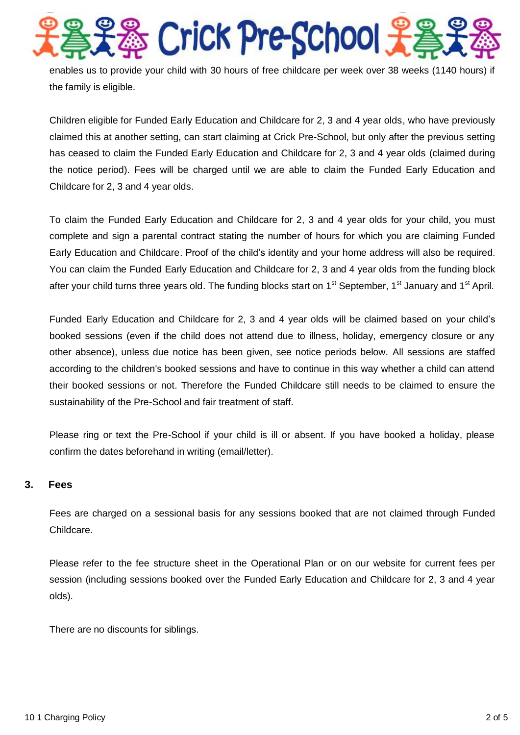enables us to provide your child with 30 hours of free childcare per week over 38 weeks (1140 hours) if the family is eligible.

Children eligible for Funded Early Education and Childcare for 2, 3 and 4 year olds, who have previously claimed this at another setting, can start claiming at Crick Pre-School, but only after the previous setting has ceased to claim the Funded Early Education and Childcare for 2, 3 and 4 year olds (claimed during the notice period). Fees will be charged until we are able to claim the Funded Early Education and Childcare for 2, 3 and 4 year olds.

To claim the Funded Early Education and Childcare for 2, 3 and 4 year olds for your child, you must complete and sign a parental contract stating the number of hours for which you are claiming Funded Early Education and Childcare. Proof of the child's identity and your home address will also be required. You can claim the Funded Early Education and Childcare for 2, 3 and 4 year olds from the funding block after your child turns three years old. The funding blocks start on 1st September, 1st January and 1st April.

Funded Early Education and Childcare for 2, 3 and 4 year olds will be claimed based on your child's booked sessions (even if the child does not attend due to illness, holiday, emergency closure or any other absence), unless due notice has been given, see notice periods below. All sessions are staffed according to the children's booked sessions and have to continue in this way whether a child can attend their booked sessions or not. Therefore the Funded Childcare still needs to be claimed to ensure the sustainability of the Pre-School and fair treatment of staff.

Please ring or text the Pre-School if your child is ill or absent. If you have booked a holiday, please confirm the dates beforehand in writing (email/letter).

## 3. Fees

Fees are charged on a sessional basis for any sessions booked that are not claimed through Funded Childcare.

Please refer to the fee structure sheet in the Operational Plan or on our website for current fees per session (including sessions booked over the Funded Early Education and Childcare for 2, 3 and 4 year olds).

There are no discounts for siblings.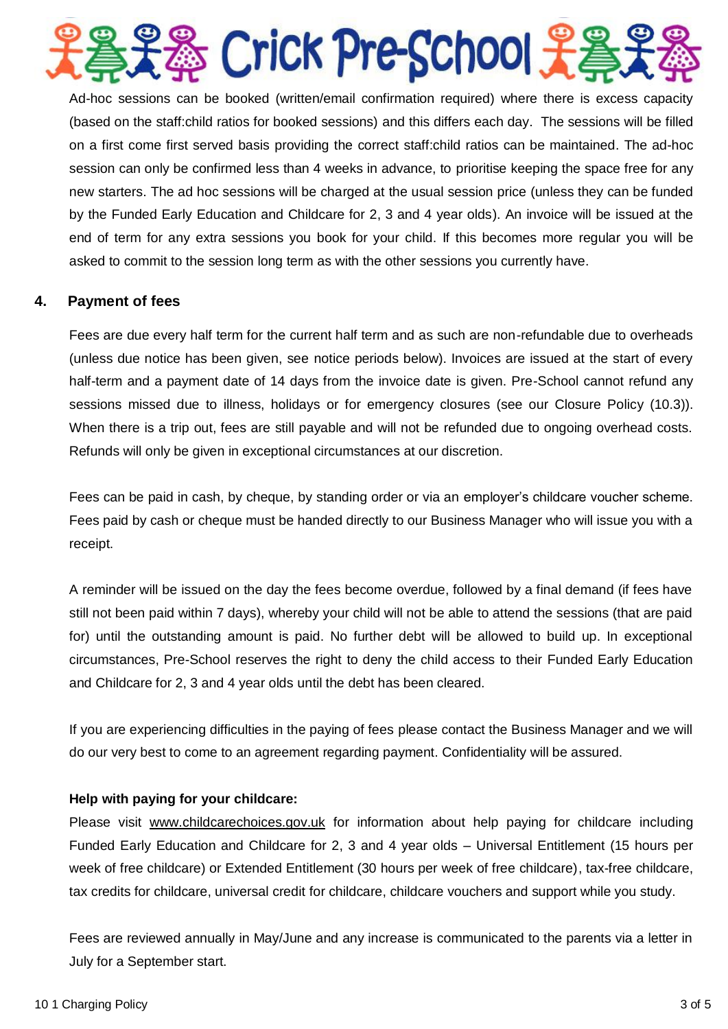Ad-hoc sessions can be booked (written/email confirmation required) where there is excess capacity (based on the staff:child ratios for booked sessions) and this differs each day. The sessions will be filled on a first come first served basis providing the correct staff:child ratios can be maintained. The ad-hoc session can only be confirmed less than 4 weeks in advance, to prioritise keeping the space free for any new starters. The ad hoc sessions will be charged at the usual session price (unless they can be funded by the Funded Early Education and Childcare for 2, 3 and 4 year olds). An invoice will be issued at the end of term for any extra sessions you book for your child. If this becomes more regular you will be asked to commit to the session long term as with the other sessions you currently have.

## 4. Payment of fees

Fees are due every half term for the current half term and as such are non-refundable due to overheads (unless due notice has been given, see notice periods below). Invoices are issued at the start of every half-term and a payment date of 14 days from the invoice date is given. Pre-School cannot refund any sessions missed due to illness, holidays or for emergency closures (see our Closure Policy (10.3)). When there is a trip out, fees are still payable and will not be refunded due to ongoing overhead costs. Refunds will only be given in exceptional circumstances at our discretion.

Fees can be paid in cash, by cheque, by standing order or via an employer's childcare voucher scheme. Fees paid by cash or cheque must be handed directly to our Business Manager who will issue you with a receipt.

A reminder will be issued on the day the fees become overdue, followed by a final demand (if fees have still not been paid within 7 days), whereby your child will not be able to attend the sessions (that are paid for) until the outstanding amount is paid. No further debt will be allowed to build up. In exceptional circumstances, Pre-School reserves the right to deny the child access to their Funded Early Education and Childcare for 2, 3 and 4 year olds until the debt has been cleared.

If you are experiencing difficulties in the paying of fees please contact the Business Manager and we will do our very best to come to an agreement regarding payment. Confidentiality will be assured.

**Help with paying for your childcare:**

Please visit www.childcarechoices.gov.uk for information about help paying for childcare including Funded Early Education and Childcare for 2, 3 and 4 year olds – Universal Entitlement (15 hours per week of free childcare) or Extended Entitlement (30 hours per week of free childcare), tax-free childcare, tax credits for childcare, universal credit for childcare, childcare vouchers and support while you study.

Fees are reviewed annually in May/June and any increase is communicated to the parents via a letter in July for a September start.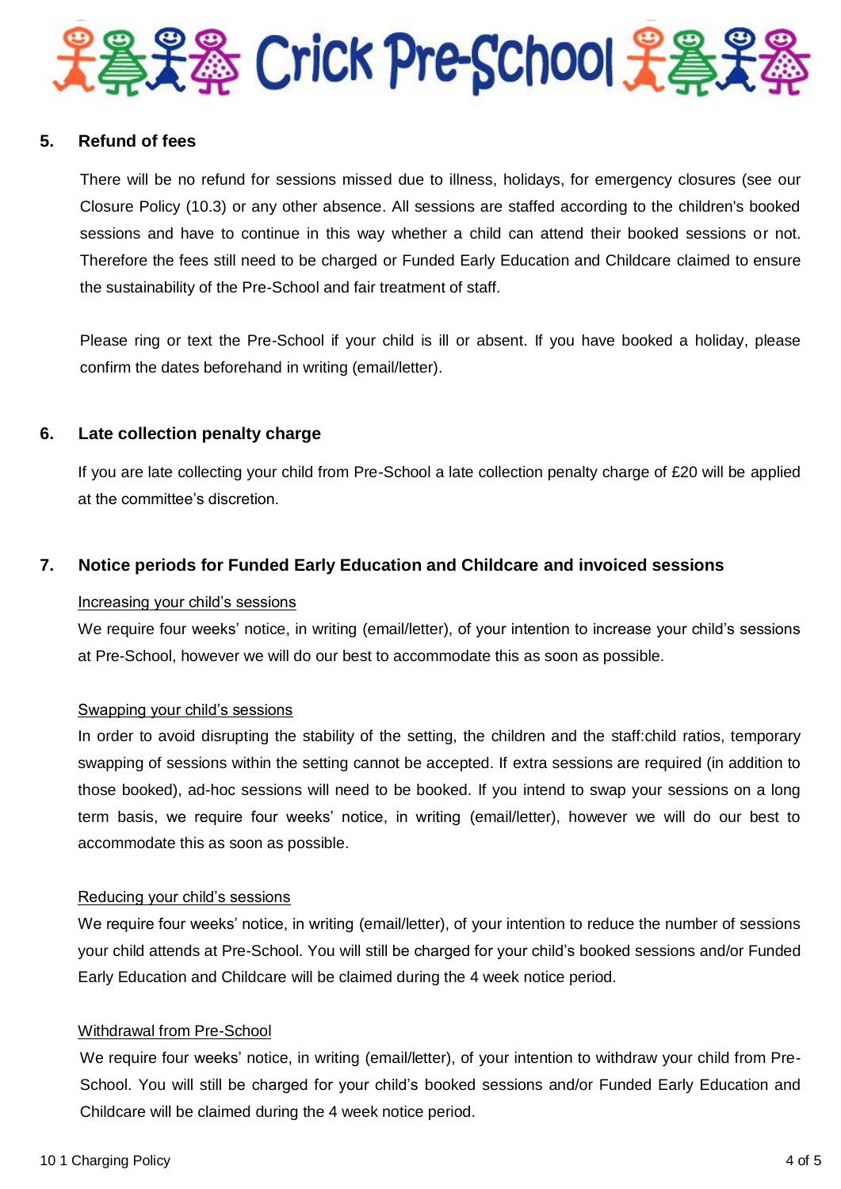## 5. Refund of fees

There will be no refund for sessions missed due to illness, holidays, for emergency closures (see our Closure Policy (10.3) or any other absence. All sessions are staffed according to the children's booked sessions and have to continue in this way whether a child can attend their booked sessions or not. Therefore the fees still need to be charged or Funded Early Education and Childcare claimed to ensure the sustainability of the Pre-School and fair treatment of staff.

Please ring or text the Pre-School if your child is ill or absent. If you have booked a holiday, please confirm the dates beforehand in writing (email/letter).

## 6. Late collection penalty charge

If you are late collecting your child from Pre-School a late collection penalty charge of £20 will be applied at the committee's discretion.

## 7. Notice periods for Funded Early Education and Childcare and invoiced sessions

Increasing your child's sessions

We require four weeks' notice, in writing (email/letter), of your intention to increase your child's sessions at Pre-School, however we will do our best to accommodate this as soon as possible.

Swapping your child's sessions

In order to avoid disrupting the stability of the setting, the children and the staff:child ratios, temporary swapping of sessions within the setting cannot be accepted. If extra sessions are required (in addition to those booked), ad-hoc sessions will need to be booked. If you intend to swap your sessions on a long term basis, we require four weeks' notice, in writing (email/letter), however we will do our best to accommodate this as soon as possible.

Reducing your child's sessions

We require four weeks' notice, in writing (email/letter), of your intention to reduce the number of sessions your child attends at Pre-School. You will still be charged for your child's booked sessions and/or Funded Early Education and Childcare will be claimed during the 4 week notice period.

Withdrawal from Pre-School

We require four weeks' notice, in writing (email/letter), of your intention to withdraw your child from Pre-School. You will still be charged for your child's booked sessions and/or Funded Early Education and Childcare will be claimed during the 4 week notice period.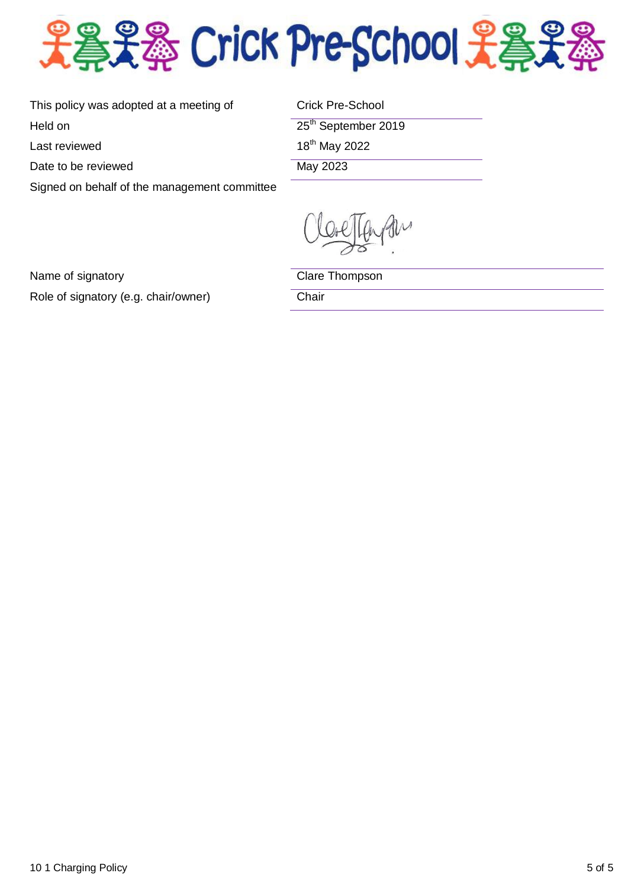# Crick Pre-School

| | |
|---|---|
| This policy was adopted at a meeting of | Crick Pre-School |
| Held on | 25th September 2019 |
| Last reviewed | 18th May 2022 |
| Date to be reviewed | May 2023 |
| Signed on behalf of the management committee | |
| Name of signatory | Clare Thompson |
| Role of signatory (e.g. chair/owner) | Chair |